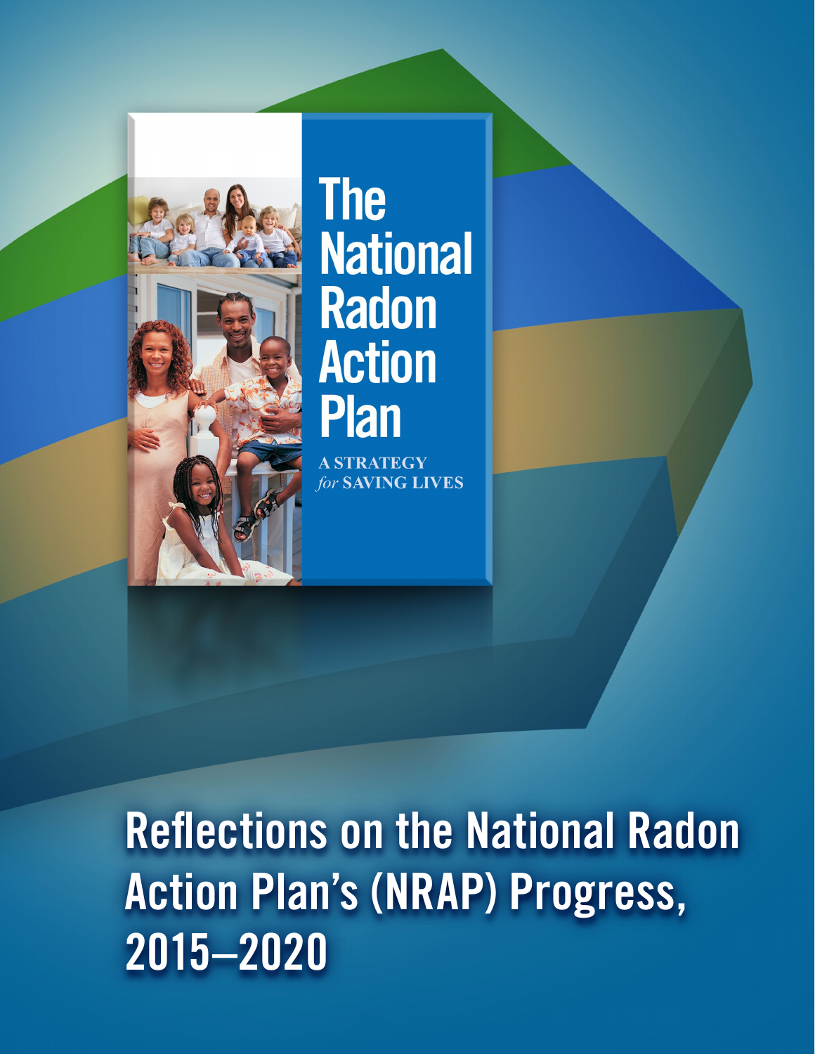# Reflections on the National Radon Action Plan's (NRAP) Progress, 2015–2020

The National Radon Action Plan

A STRATEGY *for* SAVING LIVES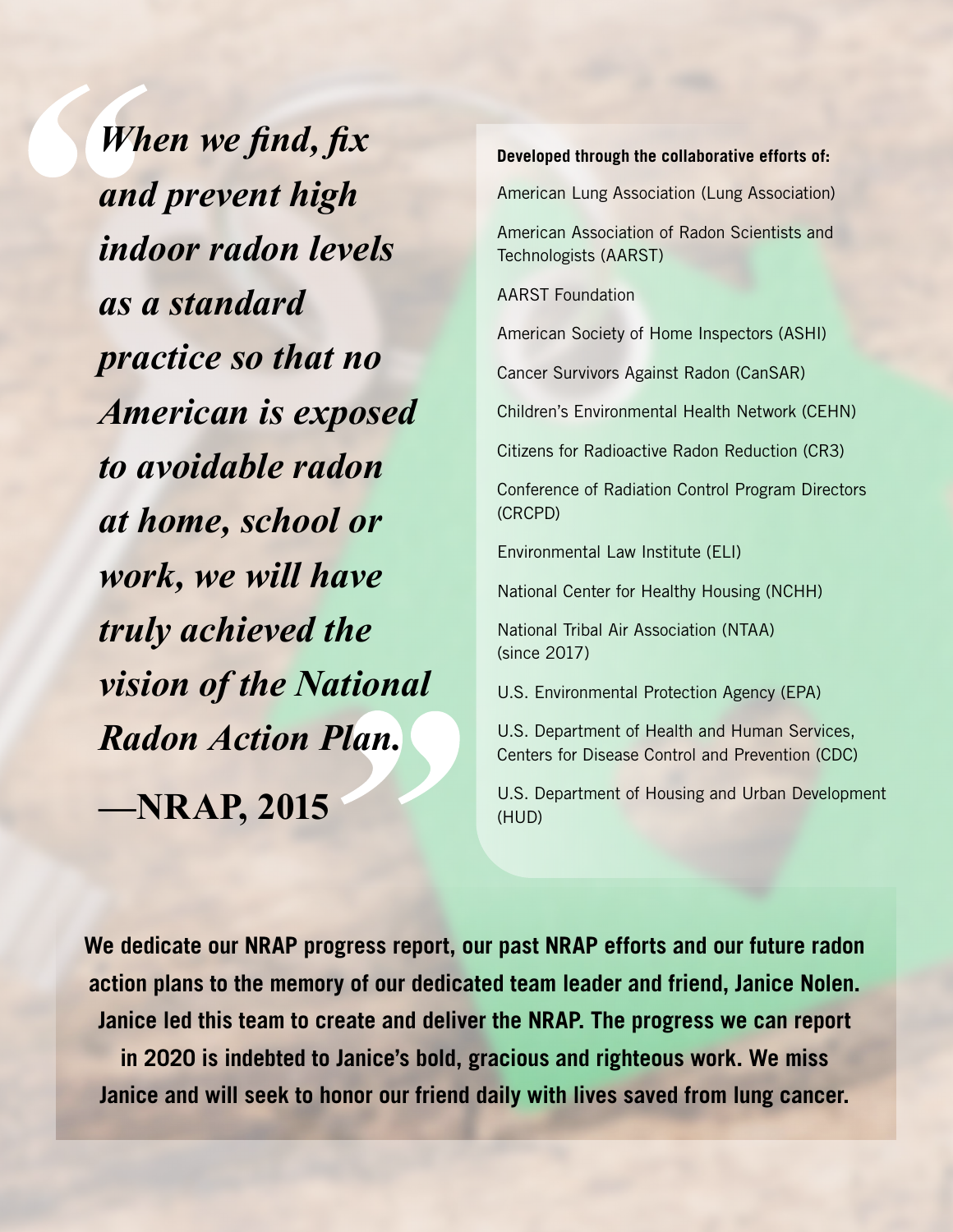> ***When we find, fix and prevent high indoor radon levels as a standard practice so that no American is exposed to avoidable radon at home, school or work, we will have truly achieved the vision of the National Radon Action Plan.***
>
> **—NRAP, 2015**

**Developed through the collaborative efforts of:**

American Lung Association (Lung Association)

American Association of Radon Scientists and Technologists (AARST)

AARST Foundation

American Society of Home Inspectors (ASHI)

Cancer Survivors Against Radon (CanSAR)

Children's Environmental Health Network (CEHN)

Citizens for Radioactive Radon Reduction (CR3)

Conference of Radiation Control Program Directors (CRCPD)

Environmental Law Institute (ELI)

National Center for Healthy Housing (NCHH)

National Tribal Air Association (NTAA) (since 2017)

U.S. Environmental Protection Agency (EPA)

U.S. Department of Health and Human Services, Centers for Disease Control and Prevention (CDC)

U.S. Department of Housing and Urban Development (HUD)

**We dedicate our NRAP progress report, our past NRAP efforts and our future radon action plans to the memory of our dedicated team leader and friend, Janice Nolen. Janice led this team to create and deliver the NRAP. The progress we can report in 2020 is indebted to Janice's bold, gracious and righteous work. We miss Janice and will seek to honor our friend daily with lives saved from lung cancer.**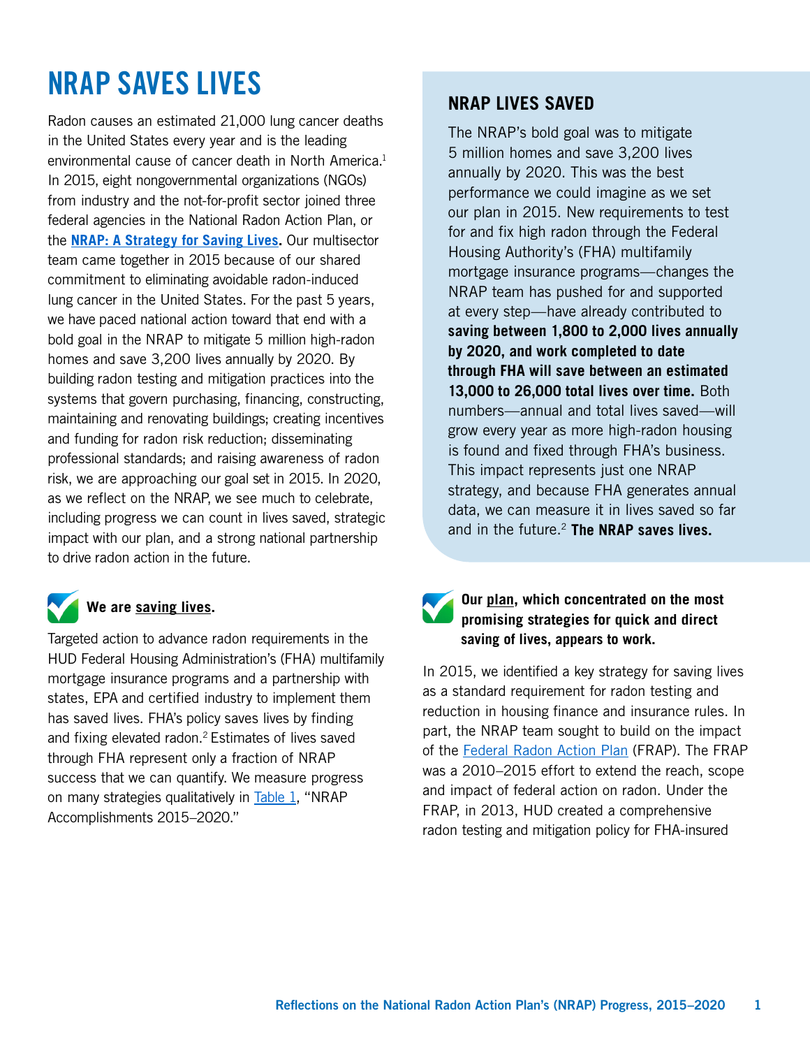# NRAP SAVES LIVES

Radon causes an estimated 21,000 lung cancer deaths in the United States every year and is the leading environmental cause of cancer death in North America.[1] In 2015, eight nongovernmental organizations (NGOs) from industry and the not-for-profit sector joined three federal agencies in the National Radon Action Plan, or the **NRAP: A Strategy for Saving Lives**. Our multisector team came together in 2015 because of our shared commitment to eliminating avoidable radon-induced lung cancer in the United States. For the past 5 years, we have paced national action toward that end with a bold goal in the NRAP to mitigate 5 million high-radon homes and save 3,200 lives annually by 2020. By building radon testing and mitigation practices into the systems that govern purchasing, financing, constructing, maintaining and renovating buildings; creating incentives and funding for radon risk reduction; disseminating professional standards; and raising awareness of radon risk, we are approaching our goal set in 2015. In 2020, as we reflect on the NRAP, we see much to celebrate, including progress we can count in lives saved, strategic impact with our plan, and a strong national partnership to drive radon action in the future.

**We are saving lives.**

Targeted action to advance radon requirements in the HUD Federal Housing Administration's (FHA) multifamily mortgage insurance programs and a partnership with states, EPA and certified industry to implement them has saved lives. FHA's policy saves lives by finding and fixing elevated radon.[2] Estimates of lives saved through FHA represent only a fraction of NRAP success that we can quantify. We measure progress on many strategies qualitatively in Table 1, "NRAP Accomplishments 2015–2020."

## NRAP LIVES SAVED

The NRAP's bold goal was to mitigate 5 million homes and save 3,200 lives annually by 2020. This was the best performance we could imagine as we set our plan in 2015. New requirements to test for and fix high radon through the Federal Housing Authority's (FHA) multifamily mortgage insurance programs—changes the NRAP team has pushed for and supported at every step—have already contributed to **saving between 1,800 to 2,000 lives annually by 2020, and work completed to date through FHA will save between an estimated 13,000 to 26,000 total lives over time.** Both numbers—annual and total lives saved—will grow every year as more high-radon housing is found and fixed through FHA's business. This impact represents just one NRAP strategy, and because FHA generates annual data, we can measure it in lives saved so far and in the future.[2] **The NRAP saves lives.**

**Our plan, which concentrated on the most promising strategies for quick and direct saving of lives, appears to work.**

In 2015, we identified a key strategy for saving lives as a standard requirement for radon testing and reduction in housing finance and insurance rules. In part, the NRAP team sought to build on the impact of the Federal Radon Action Plan (FRAP). The FRAP was a 2010–2015 effort to extend the reach, scope and impact of federal action on radon. Under the FRAP, in 2013, HUD created a comprehensive radon testing and mitigation policy for FHA-insured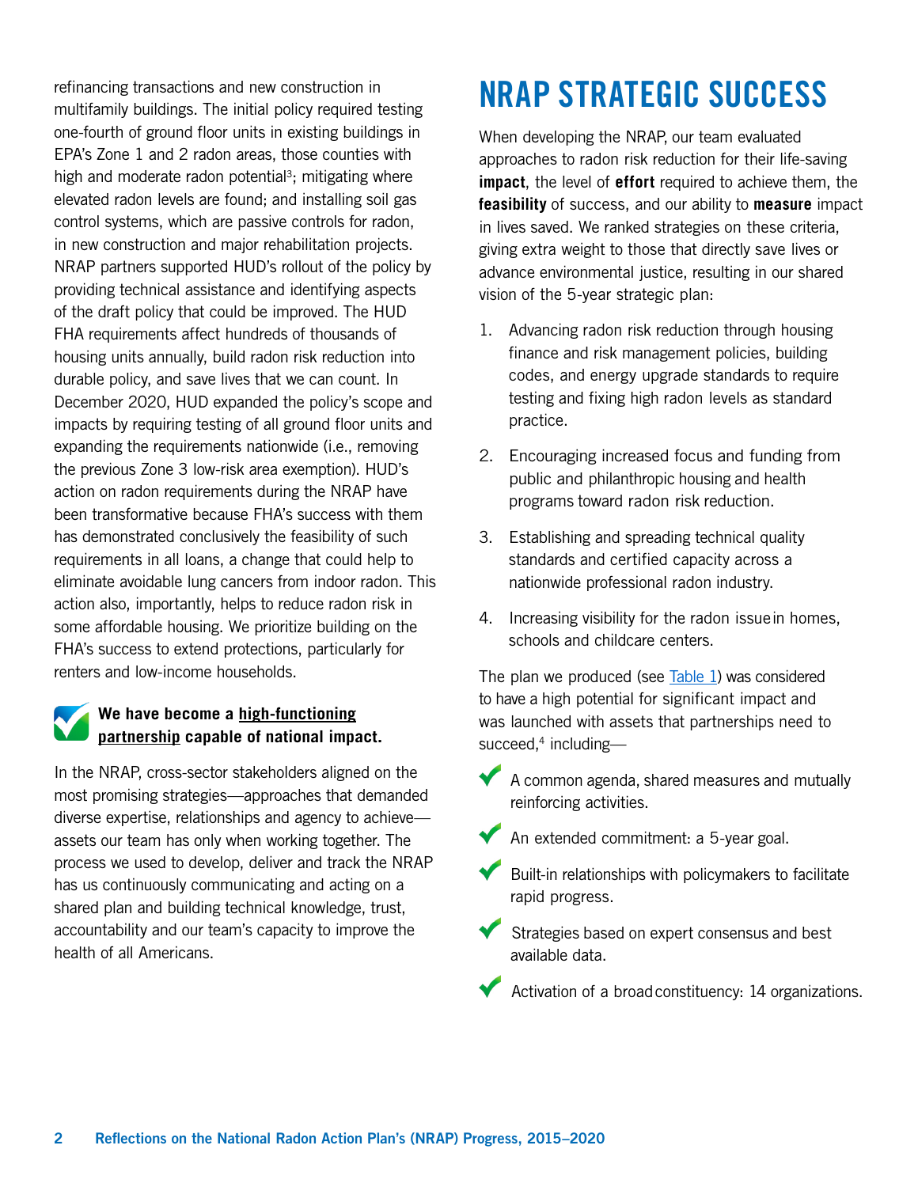refinancing transactions and new construction in multifamily buildings. The initial policy required testing one-fourth of ground floor units in existing buildings in EPA's Zone 1 and 2 radon areas, those counties with high and moderate radon potential[3]; mitigating where elevated radon levels are found; and installing soil gas control systems, which are passive controls for radon, in new construction and major rehabilitation projects. NRAP partners supported HUD's rollout of the policy by providing technical assistance and identifying aspects of the draft policy that could be improved. The HUD FHA requirements affect hundreds of thousands of housing units annually, build radon risk reduction into durable policy, and save lives that we can count. In December 2020, HUD expanded the policy's scope and impacts by requiring testing of all ground floor units and expanding the requirements nationwide (i.e., removing the previous Zone 3 low-risk area exemption). HUD's action on radon requirements during the NRAP have been transformative because FHA's success with them has demonstrated conclusively the feasibility of such requirements in all loans, a change that could help to eliminate avoidable lung cancers from indoor radon. This action also, importantly, helps to reduce radon risk in some affordable housing. We prioritize building on the FHA's success to extend protections, particularly for renters and low-income households.

**We have become a high-functioning partnership capable of national impact.**

In the NRAP, cross-sector stakeholders aligned on the most promising strategies—approaches that demanded diverse expertise, relationships and agency to achieve—assets our team has only when working together. The process we used to develop, deliver and track the NRAP has us continuously communicating and acting on a shared plan and building technical knowledge, trust, accountability and our team's capacity to improve the health of all Americans.

# NRAP STRATEGIC SUCCESS

When developing the NRAP, our team evaluated approaches to radon risk reduction for their life-saving **impact**, the level of **effort** required to achieve them, the **feasibility** of success, and our ability to **measure** impact in lives saved. We ranked strategies on these criteria, giving extra weight to those that directly save lives or advance environmental justice, resulting in our shared vision of the 5-year strategic plan:

1. Advancing radon risk reduction through housing finance and risk management policies, building codes, and energy upgrade standards to require testing and fixing high radon levels as standard practice.
2. Encouraging increased focus and funding from public and philanthropic housing and health programs toward radon risk reduction.
3. Establishing and spreading technical quality standards and certified capacity across a nationwide professional radon industry.
4. Increasing visibility for the radon issue in homes, schools and childcare centers.

The plan we produced (see Table 1) was considered to have a high potential for significant impact and was launched with assets that partnerships need to succeed,[4] including—

- A common agenda, shared measures and mutually reinforcing activities.
- An extended commitment: a 5-year goal.
- Built-in relationships with policymakers to facilitate rapid progress.
- Strategies based on expert consensus and best available data.
- Activation of a broad constituency: 14 organizations.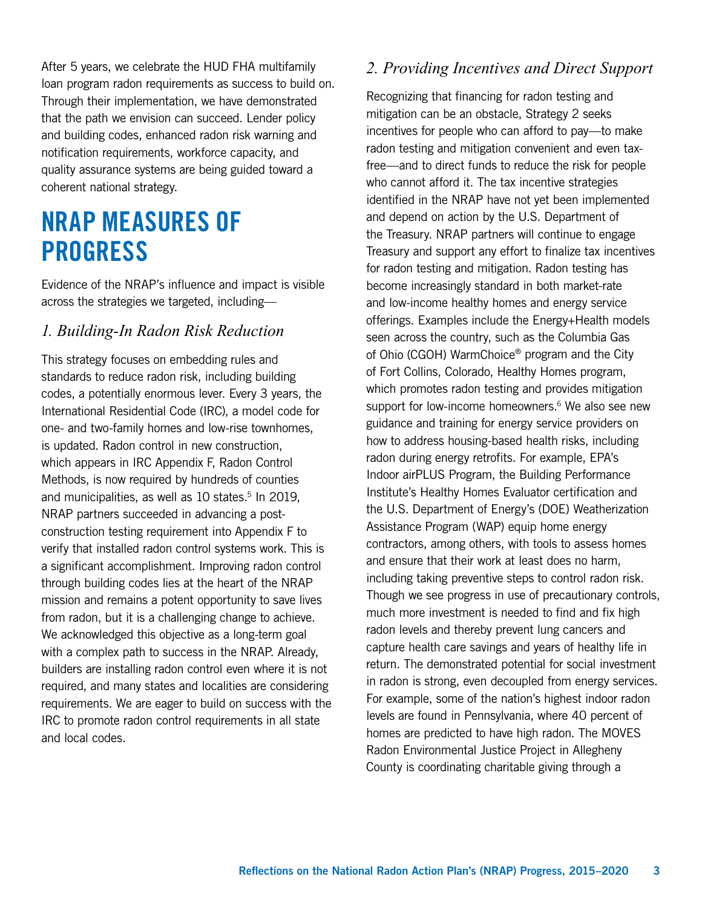After 5 years, we celebrate the HUD FHA multifamily loan program radon requirements as success to build on. Through their implementation, we have demonstrated that the path we envision can succeed. Lender policy and building codes, enhanced radon risk warning and notification requirements, workforce capacity, and quality assurance systems are being guided toward a coherent national strategy.

# NRAP MEASURES OF PROGRESS

Evidence of the NRAP's influence and impact is visible across the strategies we targeted, including—

## *1. Building-In Radon Risk Reduction*

This strategy focuses on embedding rules and standards to reduce radon risk, including building codes, a potentially enormous lever. Every 3 years, the International Residential Code (IRC), a model code for one- and two-family homes and low-rise townhomes, is updated. Radon control in new construction, which appears in IRC Appendix F, Radon Control Methods, is now required by hundreds of counties and municipalities, as well as 10 states.[5] In 2019, NRAP partners succeeded in advancing a post-construction testing requirement into Appendix F to verify that installed radon control systems work. This is a significant accomplishment. Improving radon control through building codes lies at the heart of the NRAP mission and remains a potent opportunity to save lives from radon, but it is a challenging change to achieve. We acknowledged this objective as a long-term goal with a complex path to success in the NRAP. Already, builders are installing radon control even where it is not required, and many states and localities are considering requirements. We are eager to build on success with the IRC to promote radon control requirements in all state and local codes.

## *2. Providing Incentives and Direct Support*

Recognizing that financing for radon testing and mitigation can be an obstacle, Strategy 2 seeks incentives for people who can afford to pay—to make radon testing and mitigation convenient and even tax-free—and to direct funds to reduce the risk for people who cannot afford it. The tax incentive strategies identified in the NRAP have not yet been implemented and depend on action by the U.S. Department of the Treasury. NRAP partners will continue to engage Treasury and support any effort to finalize tax incentives for radon testing and mitigation. Radon testing has become increasingly standard in both market-rate and low-income healthy homes and energy service offerings. Examples include the Energy+Health models seen across the country, such as the Columbia Gas of Ohio (CGOH) WarmChoice® program and the City of Fort Collins, Colorado, Healthy Homes program, which promotes radon testing and provides mitigation support for low-income homeowners.[6] We also see new guidance and training for energy service providers on how to address housing-based health risks, including radon during energy retrofits. For example, EPA's Indoor airPLUS Program, the Building Performance Institute's Healthy Homes Evaluator certification and the U.S. Department of Energy's (DOE) Weatherization Assistance Program (WAP) equip home energy contractors, among others, with tools to assess homes and ensure that their work at least does no harm, including taking preventive steps to control radon risk. Though we see progress in use of precautionary controls, much more investment is needed to find and fix high radon levels and thereby prevent lung cancers and capture health care savings and years of healthy life in return. The demonstrated potential for social investment in radon is strong, even decoupled from energy services. For example, some of the nation's highest indoor radon levels are found in Pennsylvania, where 40 percent of homes are predicted to have high radon. The MOVES Radon Environmental Justice Project in Allegheny County is coordinating charitable giving through a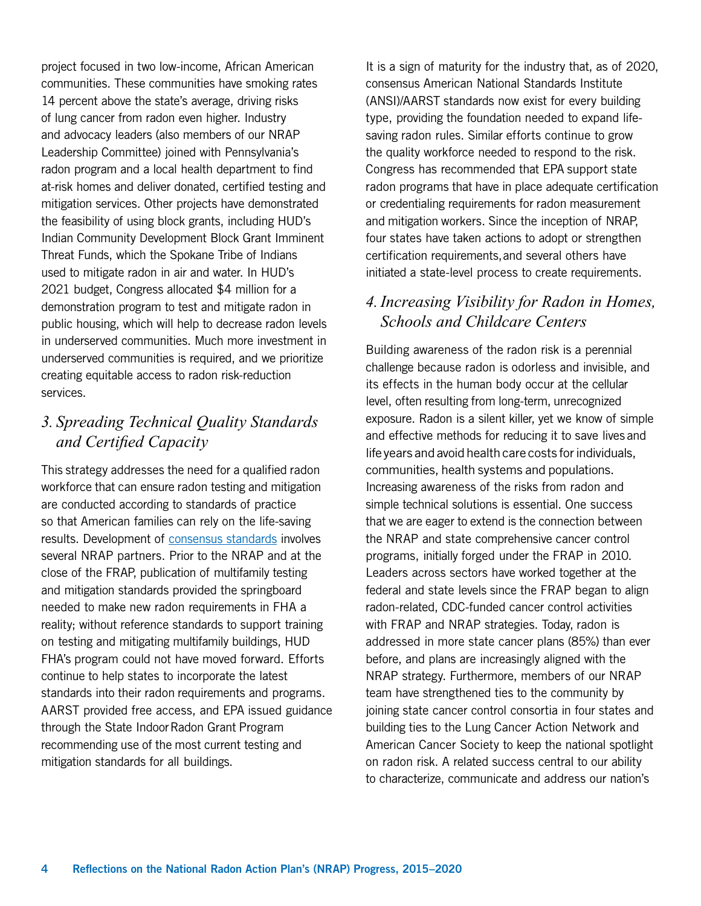project focused in two low-income, African American communities. These communities have smoking rates 14 percent above the state's average, driving risks of lung cancer from radon even higher. Industry and advocacy leaders (also members of our NRAP Leadership Committee) joined with Pennsylvania's radon program and a local health department to find at-risk homes and deliver donated, certified testing and mitigation services. Other projects have demonstrated the feasibility of using block grants, including HUD's Indian Community Development Block Grant Imminent Threat Funds, which the Spokane Tribe of Indians used to mitigate radon in air and water. In HUD's 2021 budget, Congress allocated $4 million for a demonstration program to test and mitigate radon in public housing, which will help to decrease radon levels in underserved communities. Much more investment in underserved communities is required, and we prioritize creating equitable access to radon risk-reduction services.

## *3. Spreading Technical Quality Standards and Certified Capacity*

This strategy addresses the need for a qualified radon workforce that can ensure radon testing and mitigation are conducted according to standards of practice so that American families can rely on the life-saving results. Development of consensus standards involves several NRAP partners. Prior to the NRAP and at the close of the FRAP, publication of multifamily testing and mitigation standards provided the springboard needed to make new radon requirements in FHA a reality; without reference standards to support training on testing and mitigating multifamily buildings, HUD FHA's program could not have moved forward. Efforts continue to help states to incorporate the latest standards into their radon requirements and programs. AARST provided free access, and EPA issued guidance through the State Indoor Radon Grant Program recommending use of the most current testing and mitigation standards for all buildings.

It is a sign of maturity for the industry that, as of 2020, consensus American National Standards Institute (ANSI)/AARST standards now exist for every building type, providing the foundation needed to expand life-saving radon rules. Similar efforts continue to grow the quality workforce needed to respond to the risk. Congress has recommended that EPA support state radon programs that have in place adequate certification or credentialing requirements for radon measurement and mitigation workers. Since the inception of NRAP, four states have taken actions to adopt or strengthen certification requirements, and several others have initiated a state-level process to create requirements.

## *4. Increasing Visibility for Radon in Homes, Schools and Childcare Centers*

Building awareness of the radon risk is a perennial challenge because radon is odorless and invisible, and its effects in the human body occur at the cellular level, often resulting from long-term, unrecognized exposure. Radon is a silent killer, yet we know of simple and effective methods for reducing it to save lives and life years and avoid health care costs for individuals, communities, health systems and populations. Increasing awareness of the risks from radon and simple technical solutions is essential. One success that we are eager to extend is the connection between the NRAP and state comprehensive cancer control programs, initially forged under the FRAP in 2010. Leaders across sectors have worked together at the federal and state levels since the FRAP began to align radon-related, CDC-funded cancer control activities with FRAP and NRAP strategies. Today, radon is addressed in more state cancer plans (85%) than ever before, and plans are increasingly aligned with the NRAP strategy. Furthermore, members of our NRAP team have strengthened ties to the community by joining state cancer control consortia in four states and building ties to the Lung Cancer Action Network and American Cancer Society to keep the national spotlight on radon risk. A related success central to our ability to characterize, communicate and address our nation's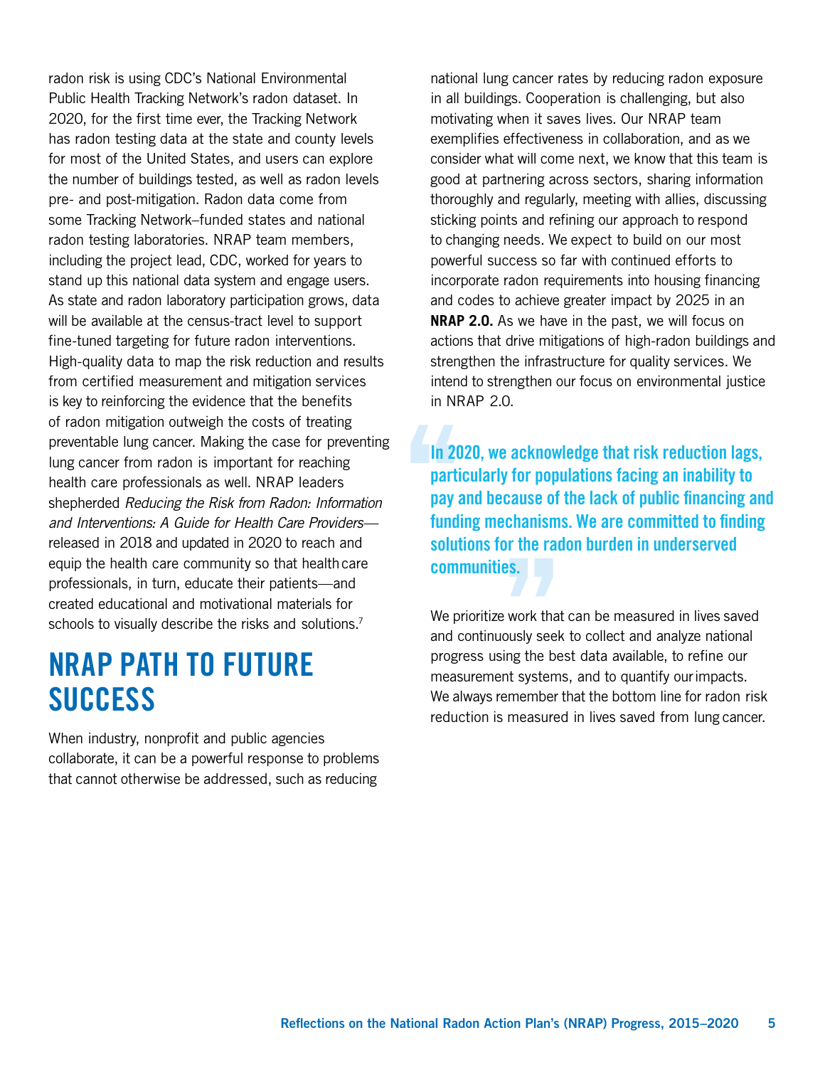radon risk is using CDC's National Environmental Public Health Tracking Network's radon dataset. In 2020, for the first time ever, the Tracking Network has radon testing data at the state and county levels for most of the United States, and users can explore the number of buildings tested, as well as radon levels pre- and post-mitigation. Radon data come from some Tracking Network–funded states and national radon testing laboratories. NRAP team members, including the project lead, CDC, worked for years to stand up this national data system and engage users. As state and radon laboratory participation grows, data will be available at the census-tract level to support fine-tuned targeting for future radon interventions. High-quality data to map the risk reduction and results from certified measurement and mitigation services is key to reinforcing the evidence that the benefits of radon mitigation outweigh the costs of treating preventable lung cancer. Making the case for preventing lung cancer from radon is important for reaching health care professionals as well. NRAP leaders shepherded *Reducing the Risk from Radon: Information and Interventions: A Guide for Health Care Providers*—released in 2018 and updated in 2020 to reach and equip the health care community so that health care professionals, in turn, educate their patients—and created educational and motivational materials for schools to visually describe the risks and solutions.[7]

## NRAP PATH TO FUTURE SUCCESS

When industry, nonprofit and public agencies collaborate, it can be a powerful response to problems that cannot otherwise be addressed, such as reducing national lung cancer rates by reducing radon exposure in all buildings. Cooperation is challenging, but also motivating when it saves lives. Our NRAP team exemplifies effectiveness in collaboration, and as we consider what will come next, we know that this team is good at partnering across sectors, sharing information thoroughly and regularly, meeting with allies, discussing sticking points and refining our approach to respond to changing needs. We expect to build on our most powerful success so far with continued efforts to incorporate radon requirements into housing financing and codes to achieve greater impact by 2025 in an **NRAP 2.0.** As we have in the past, we will focus on actions that drive mitigations of high-radon buildings and strengthen the infrastructure for quality services. We intend to strengthen our focus on environmental justice in NRAP 2.0.

> **In 2020, we acknowledge that risk reduction lags, particularly for populations facing an inability to pay and because of the lack of public financing and funding mechanisms. We are committed to finding solutions for the radon burden in underserved communities.**

We prioritize work that can be measured in lives saved and continuously seek to collect and analyze national progress using the best data available, to refine our measurement systems, and to quantify our impacts. We always remember that the bottom line for radon risk reduction is measured in lives saved from lung cancer.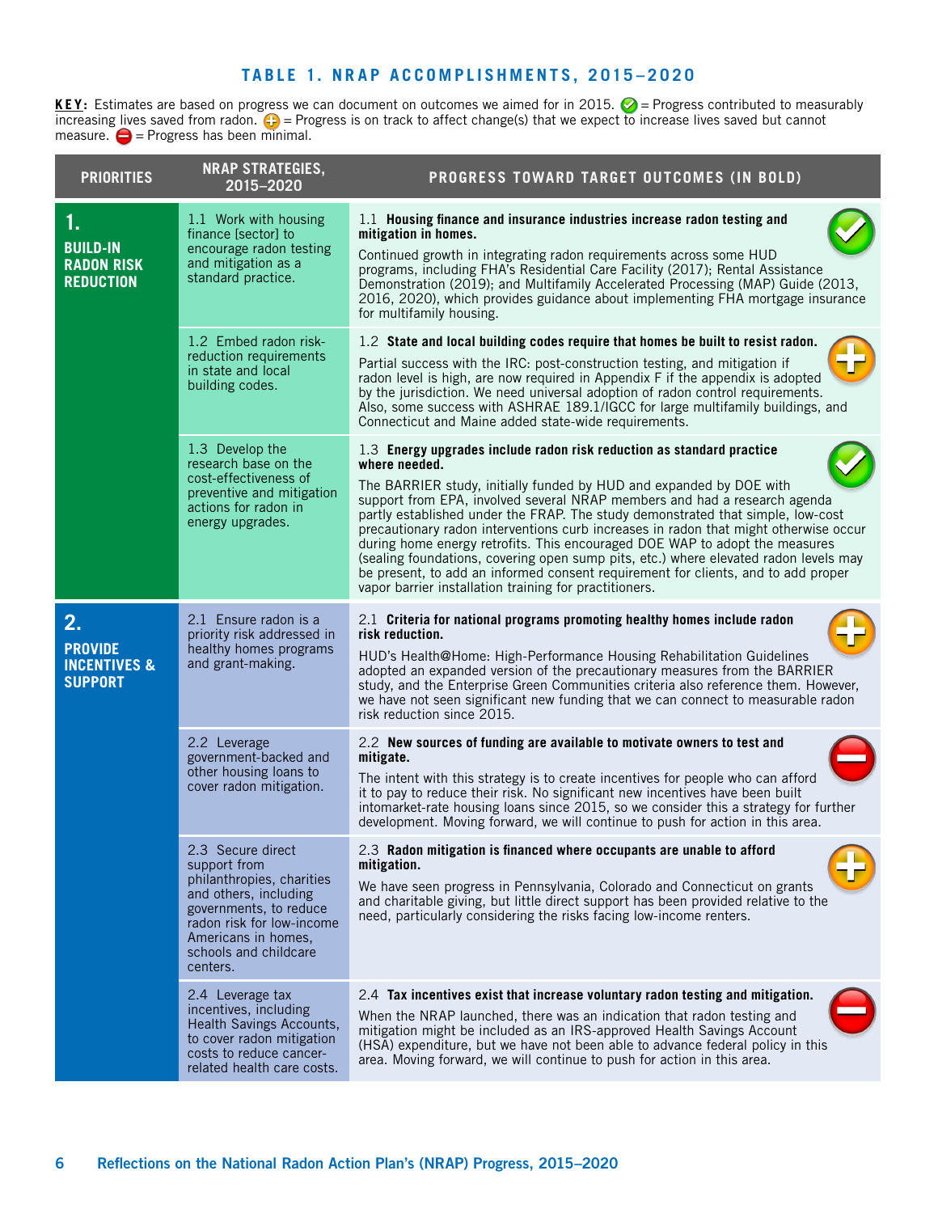### TABLE 1. NRAP ACCOMPLISHMENTS, 2015–2020

**KEY:** Estimates are based on progress we can document on outcomes we aimed for in 2015. ✓ = Progress contributed to measurably increasing lives saved from radon. + = Progress is on track to affect change(s) that we expect to increase lives saved but cannot measure. − = Progress has been minimal.

| PRIORITIES | NRAP STRATEGIES, 2015–2020 | PROGRESS TOWARD TARGET OUTCOMES (IN BOLD) | |
|---|---|---|---|
| **1. BUILD-IN RADON RISK REDUCTION** | 1.1 Work with housing finance [sector] to encourage radon testing and mitigation as a standard practice. | 1.1 **Housing finance and insurance industries increase radon testing and mitigation in homes.** Continued growth in integrating radon requirements across some HUD programs, including FHA's Residential Care Facility (2017); Rental Assistance Demonstration (2019); and Multifamily Accelerated Processing (MAP) Guide (2013, 2016, 2020), which provides guidance about implementing FHA mortgage insurance for multifamily housing. | ✓ |
| | 1.2 Embed radon risk-reduction requirements in state and local building codes. | 1.2 **State and local building codes require that homes be built to resist radon.** Partial success with the IRC: post-construction testing, and mitigation if radon level is high, are now required in Appendix F if the appendix is adopted by the jurisdiction. We need universal adoption of radon control requirements. Also, some success with ASHRAE 189.1/IGCC for large multifamily buildings, and Connecticut and Maine added state-wide requirements. | + |
| | 1.3 Develop the research base on the cost-effectiveness of preventive and mitigation actions for radon in energy upgrades. | 1.3 **Energy upgrades include radon risk reduction as standard practice where needed.** The BARRIER study, initially funded by HUD and expanded by DOE with support from EPA, involved several NRAP members and had a research agenda partly established under the FRAP. The study demonstrated that simple, low-cost precautionary radon interventions curb increases in radon that might otherwise occur during home energy retrofits. This encouraged DOE WAP to adopt the measures (sealing foundations, covering open sump pits, etc.) where elevated radon levels may be present, to add an informed consent requirement for clients, and to add proper vapor barrier installation training for practitioners. | ✓ |
| **2. PROVIDE INCENTIVES & SUPPORT** | 2.1 Ensure radon is a priority risk addressed in healthy homes programs and grant-making. | 2.1 **Criteria for national programs promoting healthy homes include radon risk reduction.** HUD's Health@Home: High-Performance Housing Rehabilitation Guidelines adopted an expanded version of the precautionary measures from the BARRIER study, and the Enterprise Green Communities criteria also reference them. However, we have not seen significant new funding that we can connect to measurable radon risk reduction since 2015. | + |
| | 2.2 Leverage government-backed and other housing loans to cover radon mitigation. | 2.2 **New sources of funding are available to motivate owners to test and mitigate.** The intent with this strategy is to create incentives for people who can afford it to pay to reduce their risk. No significant new incentives have been built intomarket-rate housing loans since 2015, so we consider this a strategy for further development. Moving forward, we will continue to push for action in this area. | − |
| | 2.3 Secure direct support from philanthropies, charities and others, including governments, to reduce radon risk for low-income Americans in homes, schools and childcare centers. | 2.3 **Radon mitigation is financed where occupants are unable to afford mitigation.** We have seen progress in Pennsylvania, Colorado and Connecticut on grants and charitable giving, but little direct support has been provided relative to the need, particularly considering the risks facing low-income renters. | + |
| | 2.4 Leverage tax incentives, including Health Savings Accounts, to cover radon mitigation costs to reduce cancer-related health care costs. | 2.4 **Tax incentives exist that increase voluntary radon testing and mitigation.** When the NRAP launched, there was an indication that radon testing and mitigation might be included as an IRS-approved Health Savings Account (HSA) expenditure, but we have not been able to advance federal policy in this area. Moving forward, we will continue to push for action in this area. | − |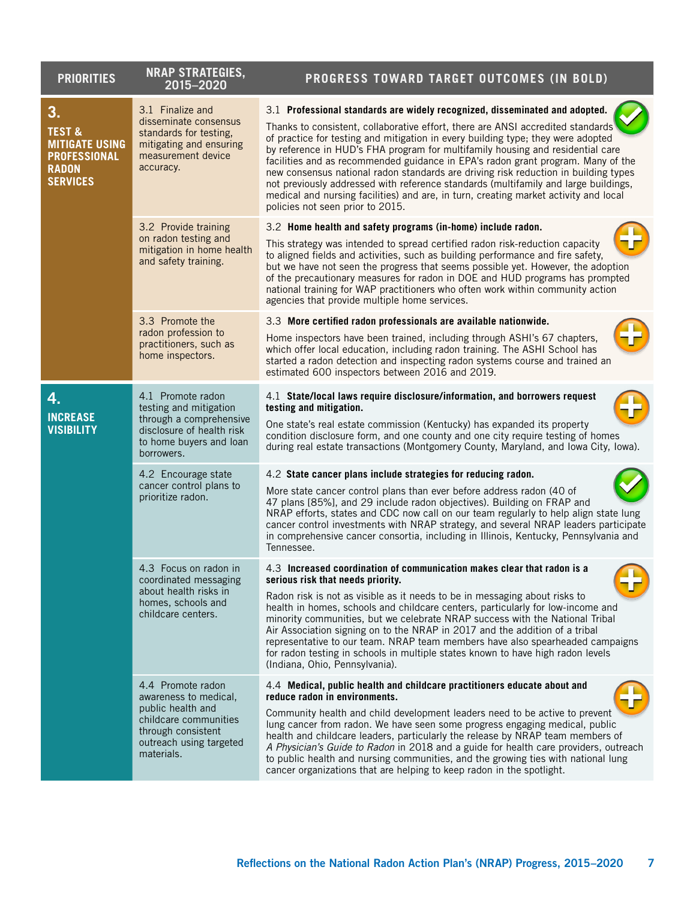| PRIORITIES | NRAP STRATEGIES, 2015–2020 | PROGRESS TOWARD TARGET OUTCOMES (IN BOLD) |
|---|---|---|
| **3. TEST & MITIGATE USING PROFESSIONAL RADON SERVICES** | 3.1 Finalize and disseminate consensus standards for testing, mitigating and ensuring measurement device accuracy. | 3.1 **Professional standards are widely recognized, disseminated and adopted.** Thanks to consistent, collaborative effort, there are ANSI accredited standards of practice for testing and mitigation in every building type; they were adopted by reference in HUD's FHA program for multifamily housing and residential care facilities and as recommended guidance in EPA's radon grant program. Many of the new consensus national radon standards are driving risk reduction in building types not previously addressed with reference standards (multifamily and large buildings, medical and nursing facilities) and are, in turn, creating market activity and local policies not seen prior to 2015. |
| | 3.2 Provide training on radon testing and mitigation in home health and safety training. | 3.2 **Home health and safety programs (in-home) include radon.** This strategy was intended to spread certified radon risk-reduction capacity to aligned fields and activities, such as building performance and fire safety, but we have not seen the progress that seems possible yet. However, the adoption of the precautionary measures for radon in DOE and HUD programs has prompted national training for WAP practitioners who often work within community action agencies that provide multiple home services. |
| | 3.3 Promote the radon profession to practitioners, such as home inspectors. | 3.3 **More certified radon professionals are available nationwide.** Home inspectors have been trained, including through ASHI's 67 chapters, which offer local education, including radon training. The ASHI School has started a radon detection and inspecting radon systems course and trained an estimated 600 inspectors between 2016 and 2019. |
| **4. INCREASE VISIBILITY** | 4.1 Promote radon testing and mitigation through a comprehensive disclosure of health risk to home buyers and loan borrowers. | 4.1 **State/local laws require disclosure/information, and borrowers request testing and mitigation.** One state's real estate commission (Kentucky) has expanded its property condition disclosure form, and one county and one city require testing of homes during real estate transactions (Montgomery County, Maryland, and Iowa City, Iowa). |
| | 4.2 Encourage state cancer control plans to prioritize radon. | 4.2 **State cancer plans include strategies for reducing radon.** More state cancer control plans than ever before address radon (40 of 47 plans [85%], and 29 include radon objectives). Building on FRAP and NRAP efforts, states and CDC now call on our team regularly to help align state lung cancer control investments with NRAP strategy, and several NRAP leaders participate in comprehensive cancer consortia, including in Illinois, Kentucky, Pennsylvania and Tennessee. |
| | 4.3 Focus on radon in coordinated messaging about health risks in homes, schools and childcare centers. | 4.3 **Increased coordination of communication makes clear that radon is a serious risk that needs priority.** Radon risk is not as visible as it needs to be in messaging about risks to health in homes, schools and childcare centers, particularly for low-income and minority communities, but we celebrate NRAP success with the National Tribal Air Association signing on to the NRAP in 2017 and the addition of a tribal representative to our team. NRAP team members have also spearheaded campaigns for radon testing in schools in multiple states known to have high radon levels (Indiana, Ohio, Pennsylvania). |
| | 4.4 Promote radon awareness to medical, public health and childcare communities through consistent outreach using targeted materials. | 4.4 **Medical, public health and childcare practitioners educate about and reduce radon in environments.** Community health and child development leaders need to be active to prevent lung cancer from radon. We have seen some progress engaging medical, public health and childcare leaders, particularly the release by NRAP team members of *A Physician's Guide to Radon* in 2018 and a guide for health care providers, outreach to public health and nursing communities, and the growing ties with national lung cancer organizations that are helping to keep radon in the spotlight. |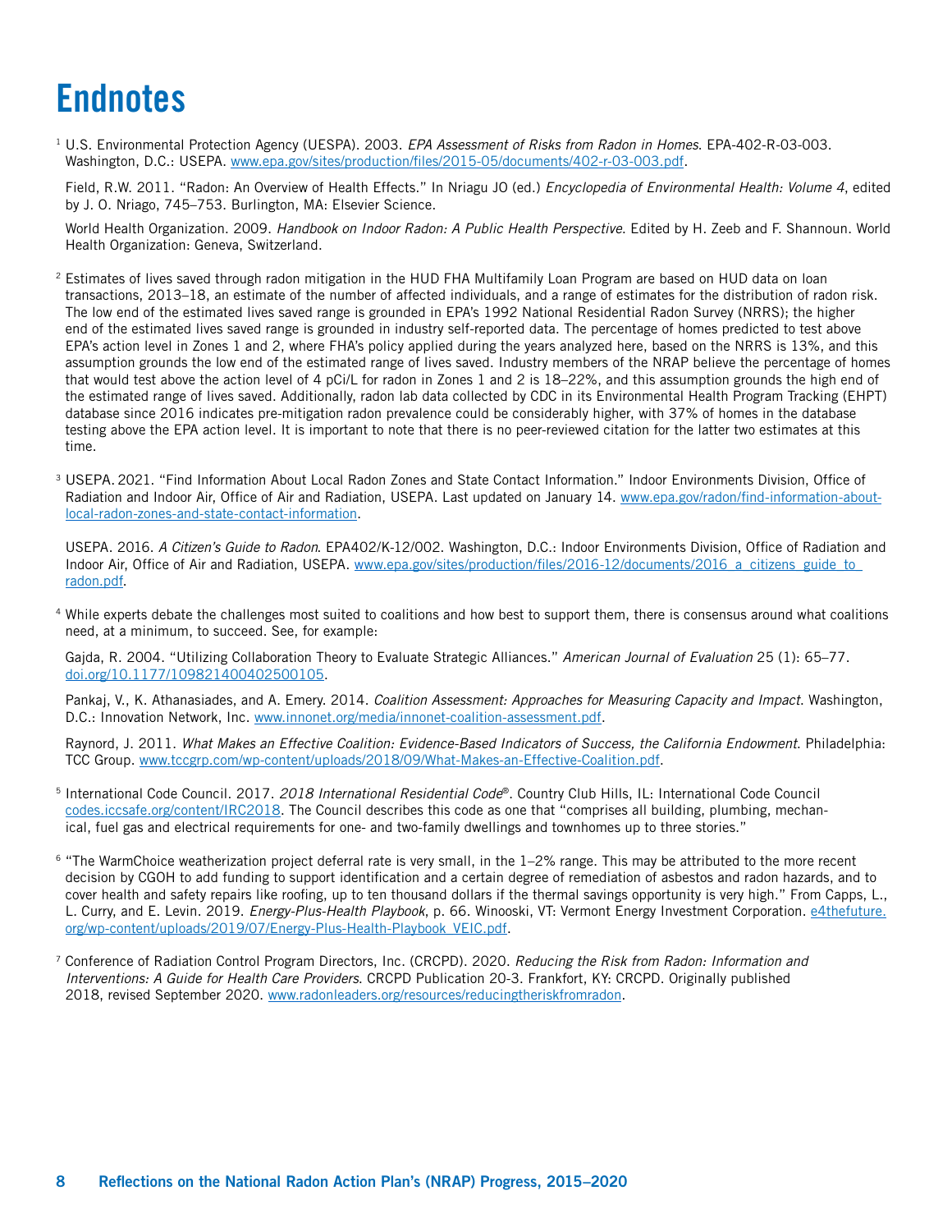# Endnotes

[1] U.S. Environmental Protection Agency (UESPA). 2003. *EPA Assessment of Risks from Radon in Homes*. EPA-402-R-03-003. Washington, D.C.: USEPA. www.epa.gov/sites/production/files/2015-05/documents/402-r-03-003.pdf.

Field, R.W. 2011. "Radon: An Overview of Health Effects." In Nriagu JO (ed.) *Encyclopedia of Environmental Health: Volume 4*, edited by J. O. Nriago, 745–753. Burlington, MA: Elsevier Science.

World Health Organization. 2009. *Handbook on Indoor Radon: A Public Health Perspective*. Edited by H. Zeeb and F. Shannoun. World Health Organization: Geneva, Switzerland.

[2] Estimates of lives saved through radon mitigation in the HUD FHA Multifamily Loan Program are based on HUD data on loan transactions, 2013–18, an estimate of the number of affected individuals, and a range of estimates for the distribution of radon risk. The low end of the estimated lives saved range is grounded in EPA's 1992 National Residential Radon Survey (NRRS); the higher end of the estimated lives saved range is grounded in industry self-reported data. The percentage of homes predicted to test above EPA's action level in Zones 1 and 2, where FHA's policy applied during the years analyzed here, based on the NRRS is 13%, and this assumption grounds the low end of the estimated range of lives saved. Industry members of the NRAP believe the percentage of homes that would test above the action level of 4 pCi/L for radon in Zones 1 and 2 is 18–22%, and this assumption grounds the high end of the estimated range of lives saved. Additionally, radon lab data collected by CDC in its Environmental Health Program Tracking (EHPT) database since 2016 indicates pre-mitigation radon prevalence could be considerably higher, with 37% of homes in the database testing above the EPA action level. It is important to note that there is no peer-reviewed citation for the latter two estimates at this time.

[3] USEPA. 2021. "Find Information About Local Radon Zones and State Contact Information." Indoor Environments Division, Office of Radiation and Indoor Air, Office of Air and Radiation, USEPA. Last updated on January 14. www.epa.gov/radon/find-information-about-local-radon-zones-and-state-contact-information.

USEPA. 2016. *A Citizen's Guide to Radon*. EPA402/K-12/002. Washington, D.C.: Indoor Environments Division, Office of Radiation and Indoor Air, Office of Air and Radiation, USEPA. www.epa.gov/sites/production/files/2016-12/documents/2016_a_citizens_guide_to_radon.pdf.

[4] While experts debate the challenges most suited to coalitions and how best to support them, there is consensus around what coalitions need, at a minimum, to succeed. See, for example:

Gajda, R. 2004. "Utilizing Collaboration Theory to Evaluate Strategic Alliances." *American Journal of Evaluation* 25 (1): 65–77. doi.org/10.1177/109821400402500105.

Pankaj, V., K. Athanasiades, and A. Emery. 2014. *Coalition Assessment: Approaches for Measuring Capacity and Impact*. Washington, D.C.: Innovation Network, Inc. www.innonet.org/media/innonet-coalition-assessment.pdf.

Raynord, J. 2011. *What Makes an Effective Coalition: Evidence-Based Indicators of Success, the California Endowment*. Philadelphia: TCC Group. www.tccgrp.com/wp-content/uploads/2018/09/What-Makes-an-Effective-Coalition.pdf.

[5] International Code Council. 2017. *2018 International Residential Code®*. Country Club Hills, IL: International Code Council codes.iccsafe.org/content/IRC2018. The Council describes this code as one that "comprises all building, plumbing, mechanical, fuel gas and electrical requirements for one- and two-family dwellings and townhomes up to three stories."

[6] "The WarmChoice weatherization project deferral rate is very small, in the 1–2% range. This may be attributed to the more recent decision by CGOH to add funding to support identification and a certain degree of remediation of asbestos and radon hazards, and to cover health and safety repairs like roofing, up to ten thousand dollars if the thermal savings opportunity is very high." From Capps, L., L. Curry, and E. Levin. 2019. *Energy-Plus-Health Playbook*, p. 66. Winooski, VT: Vermont Energy Investment Corporation. e4thefuture.org/wp-content/uploads/2019/07/Energy-Plus-Health-Playbook_VEIC.pdf.

[7] Conference of Radiation Control Program Directors, Inc. (CRCPD). 2020. *Reducing the Risk from Radon: Information and Interventions: A Guide for Health Care Providers*. CRCPD Publication 20-3. Frankfort, KY: CRCPD. Originally published 2018, revised September 2020. www.radonleaders.org/resources/reducingtheriskfromradon.